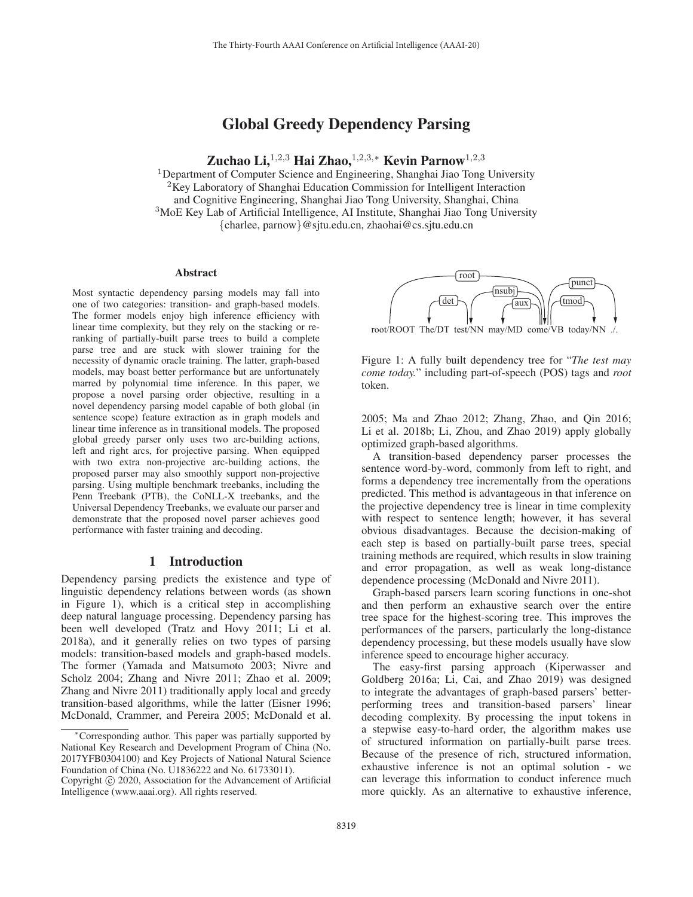# Global Greedy Dependency Parsing

**Zuchao Li,[1,2,3] Hai Zhao,[1,2,3,*] Kevin Parnow[1,2,3]**

[1]Department of Computer Science and Engineering, Shanghai Jiao Tong University
[2]Key Laboratory of Shanghai Education Commission for Intelligent Interaction and Cognitive Engineering, Shanghai Jiao Tong University, Shanghai, China
[3]MoE Key Lab of Artificial Intelligence, AI Institute, Shanghai Jiao Tong University
{charlee, parnow}@sjtu.edu.cn, zhaohai@cs.sjtu.edu.cn

### Abstract

Most syntactic dependency parsing models may fall into one of two categories: transition- and graph-based models. The former models enjoy high inference efficiency with linear time complexity, but they rely on the stacking or re-ranking of partially-built parse trees to build a complete parse tree and are stuck with slower training for the necessity of dynamic oracle training. The latter, graph-based models, may boast better performance but are unfortunately marred by polynomial time inference. In this paper, we propose a novel parsing order objective, resulting in a novel dependency parsing model capable of both global (in sentence scope) feature extraction as in graph models and linear time inference as in transitional models. The proposed global greedy parser only uses two arc-building actions, left and right arcs, for projective parsing. When equipped with two extra non-projective arc-building actions, the proposed parser may also smoothly support non-projective parsing. Using multiple benchmark treebanks, including the Penn Treebank (PTB), the CoNLL-X treebanks, and the Universal Dependency Treebanks, we evaluate our parser and demonstrate that the proposed novel parser achieves good performance with faster training and decoding.

## 1 Introduction

Dependency parsing predicts the existence and type of linguistic dependency relations between words (as shown in Figure 1), which is a critical step in accomplishing deep natural language processing. Dependency parsing has been well developed (Tratz and Hovy 2011; Li et al. 2018a), and it generally relies on two types of parsing models: transition-based models and graph-based models. The former (Yamada and Matsumoto 2003; Nivre and Scholz 2004; Zhang and Nivre 2011; Zhao et al. 2009; Zhang and Nivre 2011) traditionally apply local and greedy transition-based algorithms, while the latter (Eisner 1996; McDonald, Crammer, and Pereira 2005; McDonald et al. 2005; Ma and Zhao 2012; Zhang, Zhao, and Qin 2016; Li et al. 2018b; Li, Zhou, and Zhao 2019) apply globally optimized graph-based algorithms.

root
punct
nsubj
det
aux
tmod
root/ROOT The/DT test/NN may/MD come/VB today/NN ./.

Figure 1: A fully built dependency tree for "*The test may come today.*" including part-of-speech (POS) tags and *root* token.

A transition-based dependency parser processes the sentence word-by-word, commonly from left to right, and forms a dependency tree incrementally from the operations predicted. This method is advantageous in that inference on the projective dependency tree is linear in time complexity with respect to sentence length; however, it has several obvious disadvantages. Because the decision-making of each step is based on partially-built parse trees, special training methods are required, which results in slow training and error propagation, as well as weak long-distance dependence processing (McDonald and Nivre 2011).

Graph-based parsers learn scoring functions in one-shot and then perform an exhaustive search over the entire tree space for the highest-scoring tree. This improves the performances of the parsers, particularly the long-distance dependency processing, but these models usually have slow inference speed to encourage higher accuracy.

The easy-first parsing approach (Kiperwasser and Goldberg 2016a; Li, Cai, and Zhao 2019) was designed to integrate the advantages of graph-based parsers' better-performing trees and transition-based parsers' linear decoding complexity. By processing the input tokens in a stepwise easy-to-hard order, the algorithm makes use of structured information on partially-built parse trees. Because of the presence of rich, structured information, exhaustive inference is not an optimal solution - we can leverage this information to conduct inference much more quickly. As an alternative to exhaustive inference,

*Corresponding author. This paper was partially supported by National Key Research and Development Program of China (No. 2017YFB0304100) and Key Projects of National Natural Science Foundation of China (No. U1836222 and No. 61733011).
Copyright © 2020, Association for the Advancement of Artificial Intelligence (www.aaai.org). All rights reserved.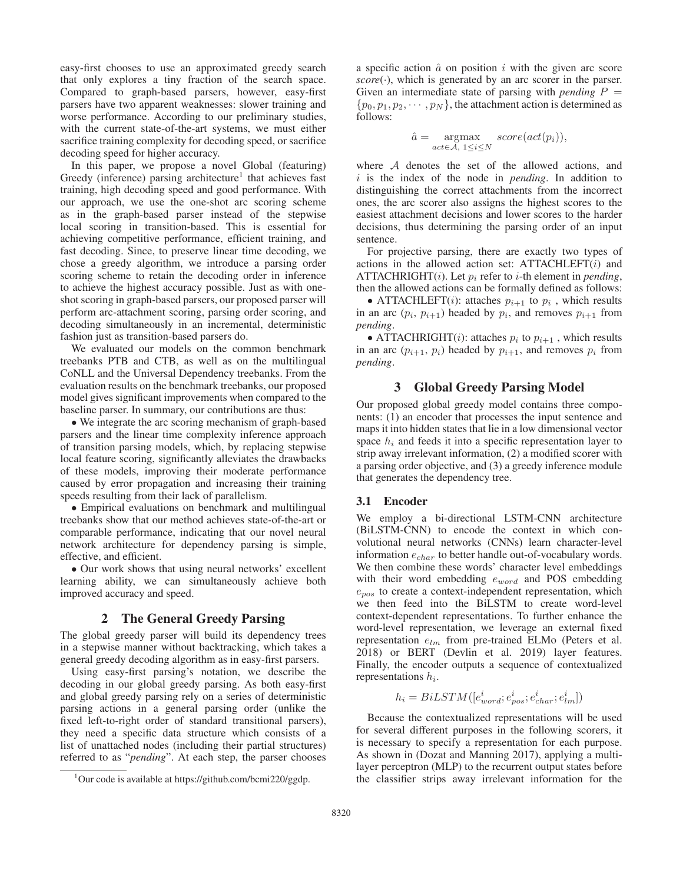easy-first chooses to use an approximated greedy search that only explores a tiny fraction of the search space. Compared to graph-based parsers, however, easy-first parsers have two apparent weaknesses: slower training and worse performance. According to our preliminary studies, with the current state-of-the-art systems, we must either sacrifice training complexity for decoding speed, or sacrifice decoding speed for higher accuracy.

In this paper, we propose a novel Global (featuring) Greedy (inference) parsing architecture[1] that achieves fast training, high decoding speed and good performance. With our approach, we use the one-shot arc scoring scheme as in the graph-based parser instead of the stepwise local scoring in transition-based. This is essential for achieving competitive performance, efficient training, and fast decoding. Since, to preserve linear time decoding, we chose a greedy algorithm, we introduce a parsing order scoring scheme to retain the decoding order in inference to achieve the highest accuracy possible. Just as with one-shot scoring in graph-based parsers, our proposed parser will perform arc-attachment scoring, parsing order scoring, and decoding simultaneously in an incremental, deterministic fashion just as transition-based parsers do.

We evaluated our models on the common benchmark treebanks PTB and CTB, as well as on the multilingual CoNLL and the Universal Dependency treebanks. From the evaluation results on the benchmark treebanks, our proposed model gives significant improvements when compared to the baseline parser. In summary, our contributions are thus:

- We integrate the arc scoring mechanism of graph-based parsers and the linear time complexity inference approach of transition parsing models, which, by replacing stepwise local feature scoring, significantly alleviates the drawbacks of these models, improving their moderate performance caused by error propagation and increasing their training speeds resulting from their lack of parallelism.
- Empirical evaluations on benchmark and multilingual treebanks show that our method achieves state-of-the-art or comparable performance, indicating that our novel neural network architecture for dependency parsing is simple, effective, and efficient.
- Our work shows that using neural networks' excellent learning ability, we can simultaneously achieve both improved accuracy and speed.

## 2 The General Greedy Parsing

The global greedy parser will build its dependency trees in a stepwise manner without backtracking, which takes a general greedy decoding algorithm as in easy-first parsers.

Using easy-first parsing's notation, we describe the decoding in our global greedy parsing. As both easy-first and global greedy parsing rely on a series of deterministic parsing actions in a general parsing order (unlike the fixed left-to-right order of standard transitional parsers), they need a specific data structure which consists of a list of unattached nodes (including their partial structures) referred to as "*pending*". At each step, the parser chooses a specific action $\hat{a}$ on position $i$ with the given arc score *score*$(\cdot)$, which is generated by an arc scorer in the parser. Given an intermediate state of parsing with *pending* $P = \{p_0, p_1, p_2, \cdots, p_N\}$, the attachment action is determined as follows:

$$\hat{a} = \underset{act \in \mathcal{A},\ 1 \leq i \leq N}{\operatorname{argmax}} \ score(act(p_i)),$$

where $\mathcal{A}$ denotes the set of the allowed actions, and $i$ is the index of the node in *pending*. In addition to distinguishing the correct attachments from the incorrect ones, the arc scorer also assigns the highest scores to the easiest attachment decisions and lower scores to the harder decisions, thus determining the parsing order of an input sentence.

For projective parsing, there are exactly two types of actions in the allowed action set: ATTACHLEFT($i$) and ATTACHRIGHT($i$). Let $p_i$ refer to $i$-th element in *pending*, then the allowed actions can be formally defined as follows:

- ATTACHLEFT($i$): attaches $p_{i+1}$ to $p_i$ , which results in an arc ($p_i$, $p_{i+1}$) headed by $p_i$, and removes $p_{i+1}$ from *pending*.
- ATTACHRIGHT($i$): attaches $p_i$ to $p_{i+1}$ , which results in an arc ($p_{i+1}$, $p_i$) headed by $p_{i+1}$, and removes $p_i$ from *pending*.

## 3 Global Greedy Parsing Model

Our proposed global greedy model contains three components: (1) an encoder that processes the input sentence and maps it into hidden states that lie in a low dimensional vector space $h_i$ and feeds it into a specific representation layer to strip away irrelevant information, (2) a modified scorer with a parsing order objective, and (3) a greedy inference module that generates the dependency tree.

### 3.1 Encoder

We employ a bi-directional LSTM-CNN architecture (BiLSTM-CNN) to encode the context in which convolutional neural networks (CNNs) learn character-level information $e_{char}$ to better handle out-of-vocabulary words. We then combine these words' character level embeddings with their word embedding $e_{word}$ and POS embedding $e_{pos}$ to create a context-independent representation, which we then feed into the BiLSTM to create word-level context-dependent representations. To further enhance the word-level representation, we leverage an external fixed representation $e_{lm}$ from pre-trained ELMo (Peters et al. 2018) or BERT (Devlin et al. 2019) layer features. Finally, the encoder outputs a sequence of contextualized representations $h_i$.

$$h_i = BiLSTM([e^i_{word}; e^i_{pos}; e^i_{char}; e^i_{lm}])$$

Because the contextualized representations will be used for several different purposes in the following scorers, it is necessary to specify a representation for each purpose. As shown in (Dozat and Manning 2017), applying a multilayer perceptron (MLP) to the recurrent output states before the classifier strips away irrelevant information for the

[1] Our code is available at https://github.com/bcmi220/ggdp.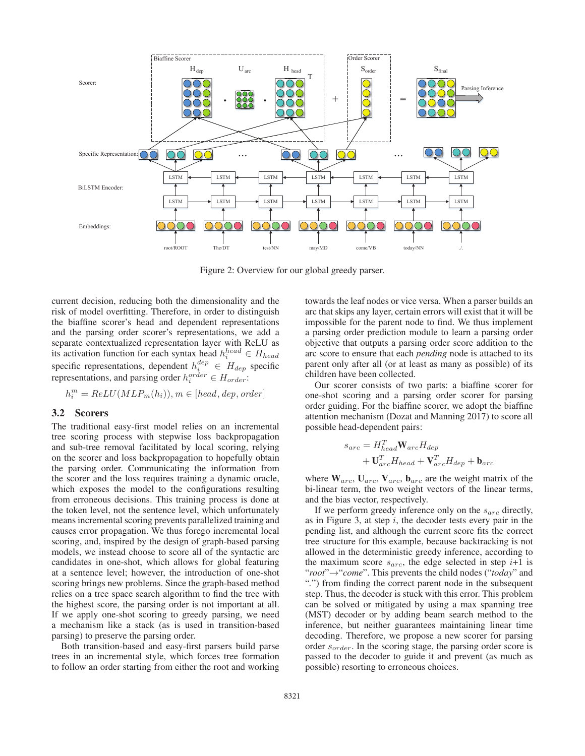Scorer:

Biaffine Scorer

$H_{dep}$ $U_{arc}$ $H_{head}$ T

Order Scorer

$S_{order}$

$S_{final}$

Parsing Inference

Specific Representation:

BiLSTM Encoder:

LSTM

Embeddings:

root/ROOT The/DT test/NN may/MD come/VB today/NN ./.

Figure 2: Overview for our global greedy parser.

current decision, reducing both the dimensionality and the risk of model overfitting. Therefore, in order to distinguish the biaffine scorer's head and dependent representations and the parsing order scorer's representations, we add a separate contextualized representation layer with ReLU as its activation function for each syntax head $h_i^{head} \in H_{head}$ specific representations, dependent $h_i^{dep} \in H_{dep}$ specific representations, and parsing order $h_i^{order} \in H_{order}$:

$$h_i^m = ReLU(MLP_m(h_i)), m \in [head, dep, order]$$

## 3.2 Scorers

The traditional easy-first model relies on an incremental tree scoring process with stepwise loss backpropagation and sub-tree removal facilitated by local scoring, relying on the scorer and loss backpropagation to hopefully obtain the parsing order. Communicating the information from the scorer and the loss requires training a dynamic oracle, which exposes the model to the configurations resulting from erroneous decisions. This training process is done at the token level, not the sentence level, which unfortunately means incremental scoring prevents parallelized training and causes error propagation. We thus forego incremental local scoring, and, inspired by the design of graph-based parsing models, we instead choose to score all of the syntactic arc candidates in one-shot, which allows for global featuring at a sentence level; however, the introduction of one-shot scoring brings new problems. Since the graph-based method relies on a tree space search algorithm to find the tree with the highest score, the parsing order is not important at all. If we apply one-shot scoring to greedy parsing, we need a mechanism like a stack (as is used in transition-based parsing) to preserve the parsing order.

Both transition-based and easy-first parsers build parse trees in an incremental style, which forces tree formation to follow an order starting from either the root and working towards the leaf nodes or vice versa. When a parser builds an arc that skips any layer, certain errors will exist that it will be impossible for the parent node to find. We thus implement a parsing order prediction module to learn a parsing order objective that outputs a parsing order score addition to the arc score to ensure that each *pending* node is attached to its parent only after all (or at least as many as possible) of its children have been collected.

Our scorer consists of two parts: a biaffine scorer for one-shot scoring and a parsing order scorer for parsing order guiding. For the biaffine scorer, we adopt the biaffine attention mechanism (Dozat and Manning 2017) to score all possible head-dependent pairs:

$$\begin{aligned} s_{arc} &= H_{head}^T \mathbf{W}_{arc} H_{dep} \\ &+ \mathbf{U}_{arc}^T H_{head} + \mathbf{V}_{arc}^T H_{dep} + \mathbf{b}_{arc} \end{aligned}$$

where $\mathbf{W}_{arc}$, $\mathbf{U}_{arc}$, $\mathbf{V}_{arc}$, $\mathbf{b}_{arc}$ are the weight matrix of the bi-linear term, the two weight vectors of the linear terms, and the bias vector, respectively.

If we perform greedy inference only on the $s_{arc}$ directly, as in Figure 3, at step $i$, the decoder tests every pair in the pending list, and although the current score fits the correct tree structure for this example, because backtracking is not allowed in the deterministic greedy inference, according to the maximum score $s_{arc}$, the edge selected in step $i$+1 is "*root*"→"*come*". This prevents the child nodes ("*today*" and ".") from finding the correct parent node in the subsequent step. Thus, the decoder is stuck with this error. This problem can be solved or mitigated by using a max spanning tree (MST) decoder or by adding beam search method to the inference, but neither guarantees maintaining linear time decoding. Therefore, we propose a new scorer for parsing order $s_{order}$. In the scoring stage, the parsing order score is passed to the decoder to guide it and prevent (as much as possible) resorting to erroneous choices.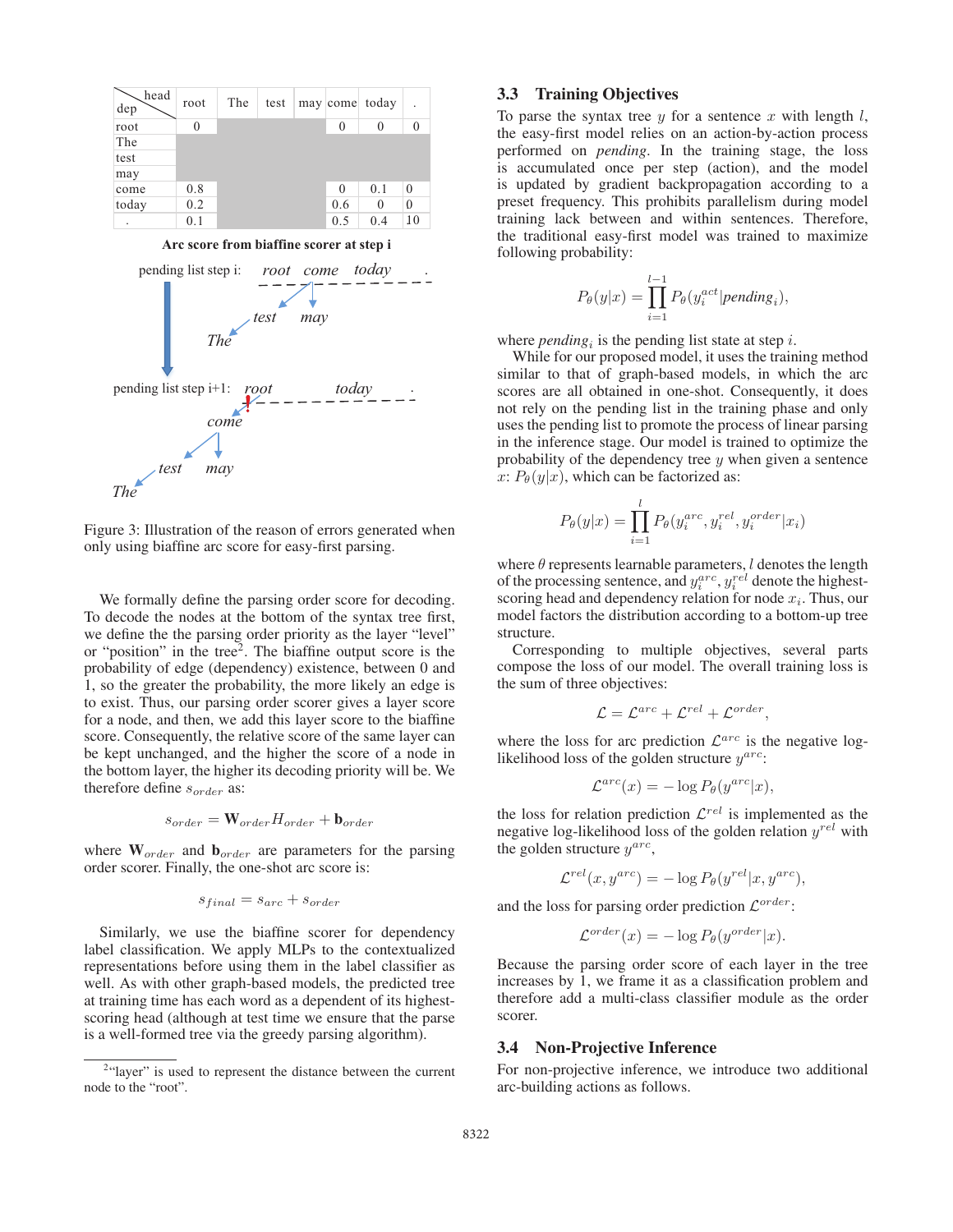| head / dep | root | The | test | may | come | today | . |
|---|---|---|---|---|---|---|---|
| root | 0 | | | | 0 | 0 | 0 |
| The | | | | | | | |
| test | | | | | | | |
| may | | | | | | | |
| come | 0.8 | | | | 0 | 0.1 | 0 |
| today | 0.2 | | | | 0.6 | 0 | 0 |
| . | 0.1 | | | | 0.5 | 0.4 | 10 |

**Arc score from biaffine scorer at step i**

pending list step i: root come today .

test may

The

pending list step i+1: root today .

come

test may

The

Figure 3: Illustration of the reason of errors generated when only using biaffine arc score for easy-first parsing.

We formally define the parsing order score for decoding. To decode the nodes at the bottom of the syntax tree first, we define the the parsing order priority as the layer "level" or "position" in the tree[2]. The biaffine output score is the probability of edge (dependency) existence, between 0 and 1, so the greater the probability, the more likely an edge is to exist. Thus, our parsing order scorer gives a layer score for a node, and then, we add this layer score to the biaffine score. Consequently, the relative score of the same layer can be kept unchanged, and the higher the score of a node in the bottom layer, the higher its decoding priority will be. We therefore define $s_{order}$ as:

$$s_{order} = \mathbf{W}_{order} H_{order} + \mathbf{b}_{order}$$

where $\mathbf{W}_{order}$ and $\mathbf{b}_{order}$ are parameters for the parsing order scorer. Finally, the one-shot arc score is:

$$s_{final} = s_{arc} + s_{order}$$

Similarly, we use the biaffine scorer for dependency label classification. We apply MLPs to the contextualized representations before using them in the label classifier as well. As with other graph-based models, the predicted tree at training time has each word as a dependent of its highest-scoring head (although at test time we ensure that the parse is a well-formed tree via the greedy parsing algorithm).

[2] "layer" is used to represent the distance between the current node to the "root".

## 3.3 Training Objectives

To parse the syntax tree $y$ for a sentence $x$ with length $l$, the easy-first model relies on an action-by-action process performed on *pending*. In the training stage, the loss is accumulated once per step (action), and the model is updated by gradient backpropagation according to a preset frequency. This prohibits parallelism during model training lack between and within sentences. Therefore, the traditional easy-first model was trained to maximize following probability:

$$P_\theta(y|x) = \prod_{i=1}^{l-1} P_\theta(y_i^{act}|pending_i),$$

where $pending_i$ is the pending list state at step $i$.

While for our proposed model, it uses the training method similar to that of graph-based models, in which the arc scores are all obtained in one-shot. Consequently, it does not rely on the pending list in the training phase and only uses the pending list to promote the process of linear parsing in the inference stage. Our model is trained to optimize the probability of the dependency tree $y$ when given a sentence $x$: $P_\theta(y|x)$, which can be factorized as:

$$P_\theta(y|x) = \prod_{i=1}^{l} P_\theta(y_i^{arc}, y_i^{rel}, y_i^{order}|x_i)$$

where $\theta$ represents learnable parameters, $l$ denotes the length of the processing sentence, and $y_i^{arc}, y_i^{rel}$ denote the highest-scoring head and dependency relation for node $x_i$. Thus, our model factors the distribution according to a bottom-up tree structure.

Corresponding to multiple objectives, several parts compose the loss of our model. The overall training loss is the sum of three objectives:

$$\mathcal{L} = \mathcal{L}^{arc} + \mathcal{L}^{rel} + \mathcal{L}^{order},$$

where the loss for arc prediction $\mathcal{L}^{arc}$ is the negative log-likelihood loss of the golden structure $y^{arc}$:

$$\mathcal{L}^{arc}(x) = -\log P_\theta(y^{arc}|x),$$

the loss for relation prediction $\mathcal{L}^{rel}$ is implemented as the negative log-likelihood loss of the golden relation $y^{rel}$ with the golden structure $y^{arc}$,

$$\mathcal{L}^{rel}(x, y^{arc}) = -\log P_\theta(y^{rel}|x, y^{arc}),$$

and the loss for parsing order prediction $\mathcal{L}^{order}$:

$$\mathcal{L}^{order}(x) = -\log P_\theta(y^{order}|x).$$

Because the parsing order score of each layer in the tree increases by 1, we frame it as a classification problem and therefore add a multi-class classifier module as the order scorer.

## 3.4 Non-Projective Inference

For non-projective inference, we introduce two additional arc-building actions as follows.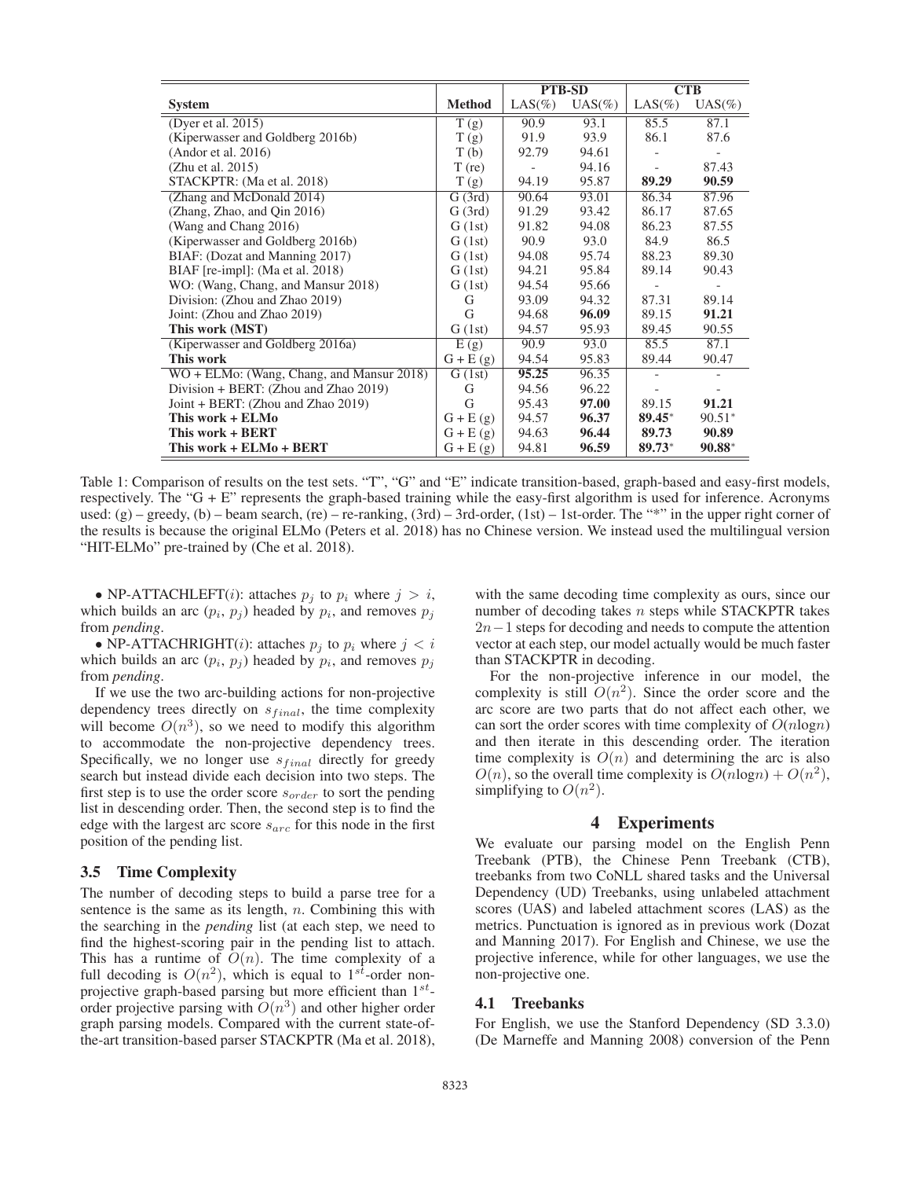| System | Method | PTB-SD | | CTB | |
|---|---|---|---|---|---|
| | | LAS(%) | UAS(%) | LAS(%) | UAS(%) |
| (Dyer et al. 2015) | T (g) | 90.9 | 93.1 | 85.5 | 87.1 |
| (Kiperwasser and Goldberg 2016b) | T (g) | 91.9 | 93.9 | 86.1 | 87.6 |
| (Andor et al. 2016) | T (b) | 92.79 | 94.61 | - | - |
| (Zhu et al. 2015) | T (re) | - | 94.16 | - | 87.43 |
| STACKPTR: (Ma et al. 2018) | T (g) | 94.19 | 95.87 | **89.29** | **90.59** |
| (Zhang and McDonald 2014) | G (3rd) | 90.64 | 93.01 | 86.34 | 87.96 |
| (Zhang, Zhao, and Qin 2016) | G (3rd) | 91.29 | 93.42 | 86.17 | 87.65 |
| (Wang and Chang 2016) | G (1st) | 91.82 | 94.08 | 86.23 | 87.55 |
| (Kiperwasser and Goldberg 2016b) | G (1st) | 90.9 | 93.0 | 84.9 | 86.5 |
| BIAF: (Dozat and Manning 2017) | G (1st) | 94.08 | 95.74 | 88.23 | 89.30 |
| BIAF [re-impl]: (Ma et al. 2018) | G (1st) | 94.21 | 95.84 | 89.14 | 90.43 |
| WO: (Wang, Chang, and Mansur 2018) | G (1st) | 94.54 | 95.66 | - | - |
| Division: (Zhou and Zhao 2019) | G | 93.09 | 94.32 | 87.31 | 89.14 |
| Joint: (Zhou and Zhao 2019) | G | 94.68 | **96.09** | 89.15 | **91.21** |
| **This work (MST)** | G (1st) | 94.57 | 95.93 | 89.45 | 90.55 |
| (Kiperwasser and Goldberg 2016a) | E (g) | 90.9 | 93.0 | 85.5 | 87.1 |
| **This work** | G + E (g) | 94.54 | 95.83 | 89.44 | 90.47 |
| WO + ELMo: (Wang, Chang, and Mansur 2018) | G (1st) | **95.25** | 96.35 | - | - |
| Division + BERT: (Zhou and Zhao 2019) | G | 94.56 | 96.22 | - | - |
| Joint + BERT: (Zhou and Zhao 2019) | G | 95.43 | **97.00** | 89.15 | **91.21** |
| **This work + ELMo** | G + E (g) | 94.57 | **96.37** | **89.45*** | 90.51* |
| **This work + BERT** | G + E (g) | 94.63 | **96.44** | **89.73** | **90.89** |
| **This work + ELMo + BERT** | G + E (g) | 94.81 | **96.59** | **89.73*** | **90.88*** |

Table 1: Comparison of results on the test sets. "T", "G" and "E" indicate transition-based, graph-based and easy-first models, respectively. The "G + E" represents the graph-based training while the easy-first algorithm is used for inference. Acronyms used: (g) – greedy, (b) – beam search, (re) – re-ranking, (3rd) – 3rd-order, (1st) – 1st-order. The "*" in the upper right corner of the results is because the original ELMo (Peters et al. 2018) has no Chinese version. We instead used the multilingual version "HIT-ELMo" pre-trained by (Che et al. 2018).

- NP-ATTACHLEFT($i$): attaches $p_j$ to $p_i$ where $j > i$, which builds an arc ($p_i$, $p_j$) headed by $p_i$, and removes $p_j$ from *pending*.
- NP-ATTACHRIGHT($i$): attaches $p_j$ to $p_i$ where $j < i$ which builds an arc ($p_i$, $p_j$) headed by $p_i$, and removes $p_j$ from *pending*.

If we use the two arc-building actions for non-projective dependency trees directly on $s_{final}$, the time complexity will become $O(n^3)$, so we need to modify this algorithm to accommodate the non-projective dependency trees. Specifically, we no longer use $s_{final}$ directly for greedy search but instead divide each decision into two steps. The first step is to use the order score $s_{order}$ to sort the pending list in descending order. Then, the second step is to find the edge with the largest arc score $s_{arc}$ for this node in the first position of the pending list.

### 3.5 Time Complexity

The number of decoding steps to build a parse tree for a sentence is the same as its length, $n$. Combining this with the searching in the *pending* list (at each step, we need to find the highest-scoring pair in the pending list to attach. This has a runtime of $O(n)$. The time complexity of a full decoding is $O(n^2)$, which is equal to $1^{st}$-order non-projective graph-based parsing but more efficient than $1^{st}$-order projective parsing with $O(n^3)$ and other higher order graph parsing models. Compared with the current state-of-the-art transition-based parser STACKPTR (Ma et al. 2018), with the same decoding time complexity as ours, since our number of decoding takes $n$ steps while STACKPTR takes $2n-1$ steps for decoding and needs to compute the attention vector at each step, our model actually would be much faster than STACKPTR in decoding.

For the non-projective inference in our model, the complexity is still $O(n^2)$. Since the order score and the arc score are two parts that do not affect each other, we can sort the order scores with time complexity of $O(n \log n)$ and then iterate in this descending order. The iteration time complexity is $O(n)$ and determining the arc is also $O(n)$, so the overall time complexity is $O(n \log n) + O(n^2)$, simplifying to $O(n^2)$.

## 4 Experiments

We evaluate our parsing model on the English Penn Treebank (PTB), the Chinese Penn Treebank (CTB), treebanks from two CoNLL shared tasks and the Universal Dependency (UD) Treebanks, using unlabeled attachment scores (UAS) and labeled attachment scores (LAS) as the metrics. Punctuation is ignored as in previous work (Dozat and Manning 2017). For English and Chinese, we use the projective inference, while for other languages, we use the non-projective one.

### 4.1 Treebanks

For English, we use the Stanford Dependency (SD 3.3.0) (De Marneffe and Manning 2008) conversion of the Penn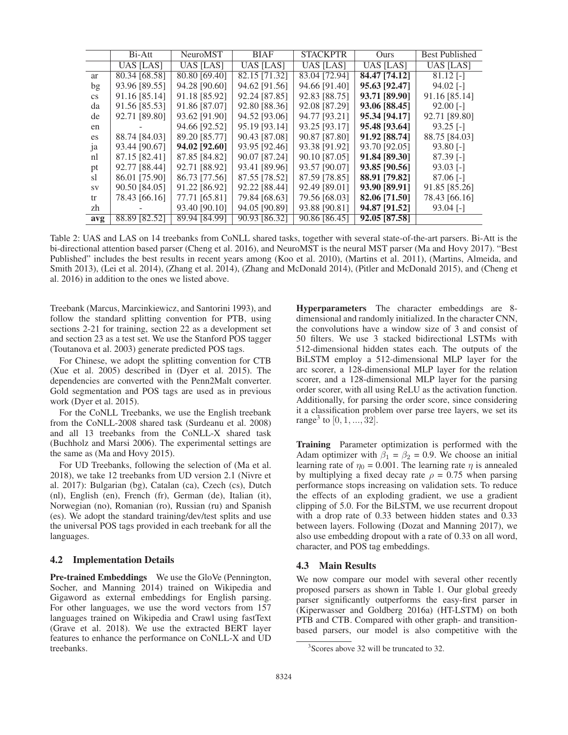| | Bi-Att | NeuroMST | BIAF | STACKPTR | Ours | Best Published |
|---|---|---|---|---|---|---|
| | UAS [LAS] | UAS [LAS] | UAS [LAS] | UAS [LAS] | UAS [LAS] | UAS [LAS] |
| ar | 80.34 [68.58] | 80.80 [69.40] | 82.15 [71.32] | 83.04 [72.94] | **84.47 [74.12]** | 81.12 [-] |
| bg | 93.96 [89.55] | 94.28 [90.60] | 94.62 [91.56] | 94.66 [91.40] | **95.63 [92.47]** | 94.02 [-] |
| cs | 91.16 [85.14] | 91.18 [85.92] | 92.24 [87.85] | 92.83 [88.75] | **93.71 [89.90]** | 91.16 [85.14] |
| da | 91.56 [85.53] | 91.86 [87.07] | 92.80 [88.36] | 92.08 [87.29] | **93.06 [88.45]** | 92.00 [-] |
| de | 92.71 [89.80] | 93.62 [91.90] | 94.52 [93.06] | 94.77 [93.21] | **95.34 [94.17]** | 92.71 [89.80] |
| en | - | 94.66 [92.52] | 95.19 [93.14] | 93.25 [93.17] | **95.48 [93.64]** | 93.25 [-] |
| es | 88.74 [84.03] | 89.20 [85.77] | 90.43 [87.08] | 90.87 [87.80] | **91.92 [88.74]** | 88.75 [84.03] |
| ja | 93.44 [90.67] | **94.02 [92.60]** | 93.95 [92.46] | 93.38 [91.92] | 93.70 [92.05] | 93.80 [-] |
| nl | 87.15 [82.41] | 87.85 [84.82] | 90.07 [87.24] | 90.10 [87.05] | **91.84 [89.30]** | 87.39 [-] |
| pt | 92.77 [88.44] | 92.71 [88.92] | 93.41 [89.96] | 93.57 [90.07] | **93.85 [90.56]** | 93.03 [-] |
| sl | 86.01 [75.90] | 86.73 [77.56] | 87.55 [78.52] | 87.59 [78.85] | **88.91 [79.82]** | 87.06 [-] |
| sv | 90.50 [84.05] | 91.22 [86.92] | 92.22 [88.44] | 92.49 [89.01] | **93.90 [89.91]** | 91.85 [85.26] |
| tr | 78.43 [66.16] | 77.71 [65.81] | 79.84 [68.63] | 79.56 [68.03] | **82.06 [71.50]** | 78.43 [66.16] |
| zh | - | 93.40 [90.10] | 94.05 [90.89] | 93.88 [90.81] | **94.87 [91.52]** | 93.04 [-] |
| **avg** | 88.89 [82.52] | 89.94 [84.99] | 90.93 [86.32] | 90.86 [86.45] | **92.05 [87.58]** | |

Table 2: UAS and LAS on 14 treebanks from CoNLL shared tasks, together with several state-of-the-art parsers. Bi-Att is the bi-directional attention based parser (Cheng et al. 2016), and NeuroMST is the neural MST parser (Ma and Hovy 2017). "Best Published" includes the best results in recent years among (Koo et al. 2010), (Martins et al. 2011), (Martins, Almeida, and Smith 2013), (Lei et al. 2014), (Zhang et al. 2014), (Zhang and McDonald 2014), (Pitler and McDonald 2015), and (Cheng et al. 2016) in addition to the ones we listed above.

Treebank (Marcus, Marcinkiewicz, and Santorini 1993), and follow the standard splitting convention for PTB, using sections 2-21 for training, section 22 as a development set and section 23 as a test set. We use the Stanford POS tagger (Toutanova et al. 2003) generate predicted POS tags.

For Chinese, we adopt the splitting convention for CTB (Xue et al. 2005) described in (Dyer et al. 2015). The dependencies are converted with the Penn2Malt converter. Gold segmentation and POS tags are used as in previous work (Dyer et al. 2015).

For the CoNLL Treebanks, we use the English treebank from the CoNLL-2008 shared task (Surdeanu et al. 2008) and all 13 treebanks from the CoNLL-X shared task (Buchholz and Marsi 2006). The experimental settings are the same as (Ma and Hovy 2015).

For UD Treebanks, following the selection of (Ma et al. 2018), we take 12 treebanks from UD version 2.1 (Nivre et al. 2017): Bulgarian (bg), Catalan (ca), Czech (cs), Dutch (nl), English (en), French (fr), German (de), Italian (it), Norwegian (no), Romanian (ro), Russian (ru) and Spanish (es). We adopt the standard training/dev/test splits and use the universal POS tags provided in each treebank for all the languages.

## 4.2 Implementation Details

**Pre-trained Embeddings** We use the GloVe (Pennington, Socher, and Manning 2014) trained on Wikipedia and Gigaword as external embeddings for English parsing. For other languages, we use the word vectors from 157 languages trained on Wikipedia and Crawl using fastText (Grave et al. 2018). We use the extracted BERT layer features to enhance the performance on CoNLL-X and UD treebanks.

**Hyperparameters** The character embeddings are 8-dimensional and randomly initialized. In the character CNN, the convolutions have a window size of 3 and consist of 50 filters. We use 3 stacked bidirectional LSTMs with 512-dimensional hidden states each. The outputs of the BiLSTM employ a 512-dimensional MLP layer for the arc scorer, a 128-dimensional MLP layer for the relation scorer, and a 128-dimensional MLP layer for the parsing order scorer, with all using ReLU as the activation function. Additionally, for parsing the order score, since considering it a classification problem over parse tree layers, we set its range[3] to $[0, 1, ..., 32]$.

**Training** Parameter optimization is performed with the Adam optimizer with $\beta_1 = \beta_2 = 0.9$. We choose an initial learning rate of $\eta_0 = 0.001$. The learning rate $\eta$ is annealed by multiplying a fixed decay rate $\rho = 0.75$ when parsing performance stops increasing on validation sets. To reduce the effects of an exploding gradient, we use a gradient clipping of 5.0. For the BiLSTM, we use recurrent dropout with a drop rate of 0.33 between hidden states and 0.33 between layers. Following (Dozat and Manning 2017), we also use embedding dropout with a rate of 0.33 on all word, character, and POS tag embeddings.

## 4.3 Main Results

We now compare our model with several other recently proposed parsers as shown in Table 1. Our global greedy parser significantly outperforms the easy-first parser in (Kiperwasser and Goldberg 2016a) (HT-LSTM) on both PTB and CTB. Compared with other graph- and transition-based parsers, our model is also competitive with the

[3] Scores above 32 will be truncated to 32.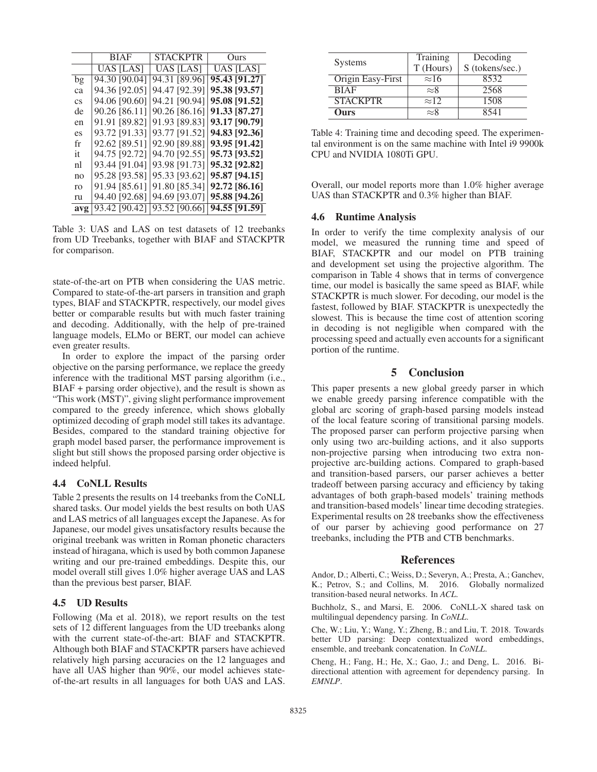|  | BIAF | STACKPTR | Ours |
|---|---|---|---|
|  | UAS [LAS] | UAS [LAS] | UAS [LAS] |
| bg | 94.30 [90.04] | 94.31 [89.96] | **95.43 [91.27]** |
| ca | 94.36 [92.05] | 94.47 [92.39] | **95.38 [93.57]** |
| cs | 94.06 [90.60] | 94.21 [90.94] | **95.08 [91.52]** |
| de | 90.26 [86.11] | 90.26 [86.16] | **91.33 [87.27]** |
| en | 91.91 [89.82] | 91.93 [89.83] | **93.17 [90.79]** |
| es | 93.72 [91.33] | 93.77 [91.52] | **94.83 [92.36]** |
| fr | 92.62 [89.51] | 92.90 [89.88] | **93.95 [91.42]** |
| it | 94.75 [92.72] | 94.70 [92.55] | **95.73 [93.52]** |
| nl | 93.44 [91.04] | 93.98 [91.73] | **95.32 [92.82]** |
| no | 95.28 [93.58] | 95.33 [93.62] | **95.87 [94.15]** |
| ro | 91.94 [85.61] | 91.80 [85.34] | **92.72 [86.16]** |
| ru | 94.40 [92.68] | 94.69 [93.07] | **95.88 [94.26]** |
| **avg** | 93.42 [90.42] | 93.52 [90.66] | **94.55 [91.59]** |

Table 3: UAS and LAS on test datasets of 12 treebanks from UD Treebanks, together with BIAF and STACKPTR for comparison.

state-of-the-art on PTB when considering the UAS metric. Compared to state-of-the-art parsers in transition and graph types, BIAF and STACKPTR, respectively, our model gives better or comparable results but with much faster training and decoding. Additionally, with the help of pre-trained language models, ELMo or BERT, our model can achieve even greater results.

In order to explore the impact of the parsing order objective on the parsing performance, we replace the greedy inference with the traditional MST parsing algorithm (i.e., BIAF + parsing order objective), and the result is shown as "This work (MST)", giving slight performance improvement compared to the greedy inference, which shows globally optimized decoding of graph model still takes its advantage. Besides, compared to the standard training objective for graph model based parser, the performance improvement is slight but still shows the proposed parsing order objective is indeed helpful.

### 4.4 CoNLL Results

Table 2 presents the results on 14 treebanks from the CoNLL shared tasks. Our model yields the best results on both UAS and LAS metrics of all languages except the Japanese. As for Japanese, our model gives unsatisfactory results because the original treebank was written in Roman phonetic characters instead of hiragana, which is used by both common Japanese writing and our pre-trained embeddings. Despite this, our model overall still gives 1.0% higher average UAS and LAS than the previous best parser, BIAF.

### 4.5 UD Results

Following (Ma et al. 2018), we report results on the test sets of 12 different languages from the UD treebanks along with the current state-of-the-art: BIAF and STACKPTR. Although both BIAF and STACKPTR parsers have achieved relatively high parsing accuracies on the 12 languages and have all UAS higher than 90%, our model achieves state-of-the-art results in all languages for both UAS and LAS. Overall, our model reports more than 1.0% higher average UAS than STACKPTR and 0.3% higher than BIAF.

| Systems | Training T (Hours) | Decoding S (tokens/sec.) |
|---|---|---|
| Origin Easy-First | $\approx$16 | 8532 |
| BIAF | $\approx$8 | 2568 |
| STACKPTR | $\approx$12 | 1508 |
| **Ours** | $\approx$8 | 8541 |

Table 4: Training time and decoding speed. The experimental environment is on the same machine with Intel i9 9900k CPU and NVIDIA 1080Ti GPU.

### 4.6 Runtime Analysis

In order to verify the time complexity analysis of our model, we measured the running time and speed of BIAF, STACKPTR and our model on PTB training and development set using the projective algorithm. The comparison in Table 4 shows that in terms of convergence time, our model is basically the same speed as BIAF, while STACKPTR is much slower. For decoding, our model is the fastest, followed by BIAF. STACKPTR is unexpectedly the slowest. This is because the time cost of attention scoring in decoding is not negligible when compared with the processing speed and actually even accounts for a significant portion of the runtime.

## 5 Conclusion

This paper presents a new global greedy parser in which we enable greedy parsing inference compatible with the global arc scoring of graph-based parsing models instead of the local feature scoring of transitional parsing models. The proposed parser can perform projective parsing when only using two arc-building actions, and it also supports non-projective parsing when introducing two extra non-projective arc-building actions. Compared to graph-based and transition-based parsers, our parser achieves a better tradeoff between parsing accuracy and efficiency by taking advantages of both graph-based models' training methods and transition-based models' linear time decoding strategies. Experimental results on 28 treebanks show the effectiveness of our parser by achieving good performance on 27 treebanks, including the PTB and CTB benchmarks.

## References

Andor, D.; Alberti, C.; Weiss, D.; Severyn, A.; Presta, A.; Ganchev, K.; Petrov, S.; and Collins, M. 2016. Globally normalized transition-based neural networks. In *ACL*.

Buchholz, S., and Marsi, E. 2006. CoNLL-X shared task on multilingual dependency parsing. In *CoNLL*.

Che, W.; Liu, Y.; Wang, Y.; Zheng, B.; and Liu, T. 2018. Towards better UD parsing: Deep contextualized word embeddings, ensemble, and treebank concatenation. In *CoNLL*.

Cheng, H.; Fang, H.; He, X.; Gao, J.; and Deng, L. 2016. Bi-directional attention with agreement for dependency parsing. In *EMNLP*.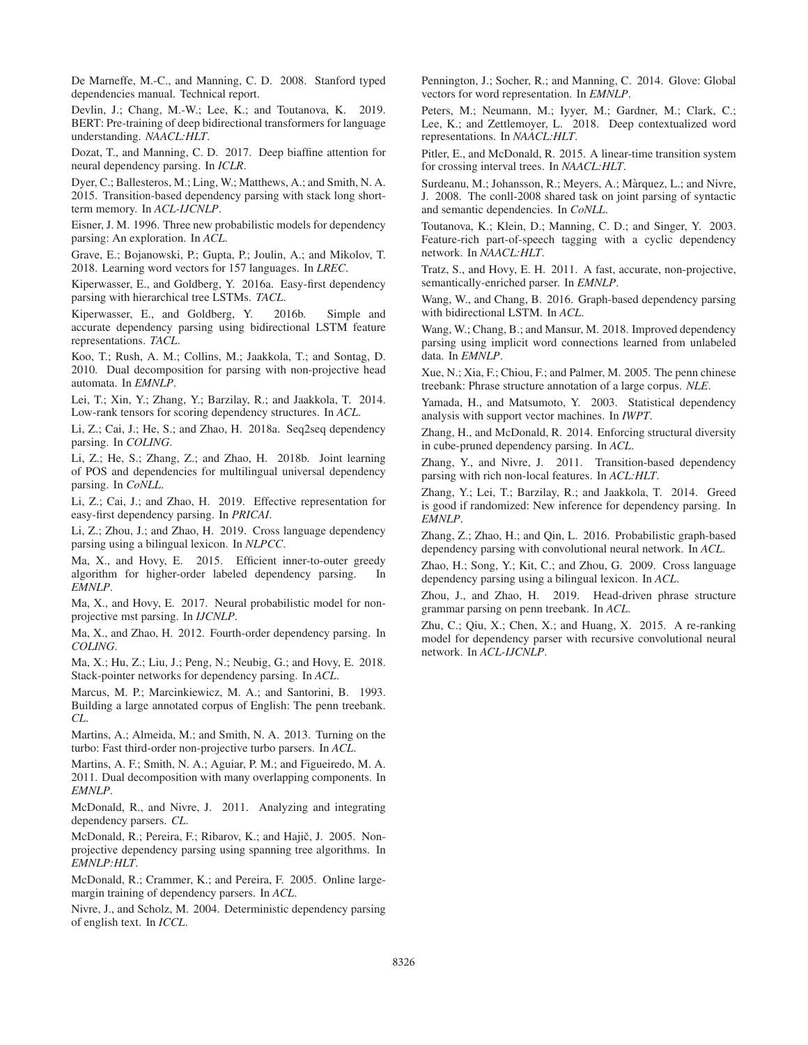De Marneffe, M.-C., and Manning, C. D. 2008. Stanford typed dependencies manual. Technical report.

Devlin, J.; Chang, M.-W.; Lee, K.; and Toutanova, K. 2019. BERT: Pre-training of deep bidirectional transformers for language understanding. *NAACL:HLT*.

Dozat, T., and Manning, C. D. 2017. Deep biaffine attention for neural dependency parsing. In *ICLR*.

Dyer, C.; Ballesteros, M.; Ling, W.; Matthews, A.; and Smith, N. A. 2015. Transition-based dependency parsing with stack long short-term memory. In *ACL-IJCNLP*.

Eisner, J. M. 1996. Three new probabilistic models for dependency parsing: An exploration. In *ACL*.

Grave, E.; Bojanowski, P.; Gupta, P.; Joulin, A.; and Mikolov, T. 2018. Learning word vectors for 157 languages. In *LREC*.

Kiperwasser, E., and Goldberg, Y. 2016a. Easy-first dependency parsing with hierarchical tree LSTMs. *TACL*.

Kiperwasser, E., and Goldberg, Y. 2016b. Simple and accurate dependency parsing using bidirectional LSTM feature representations. *TACL*.

Koo, T.; Rush, A. M.; Collins, M.; Jaakkola, T.; and Sontag, D. 2010. Dual decomposition for parsing with non-projective head automata. In *EMNLP*.

Lei, T.; Xin, Y.; Zhang, Y.; Barzilay, R.; and Jaakkola, T. 2014. Low-rank tensors for scoring dependency structures. In *ACL*.

Li, Z.; Cai, J.; He, S.; and Zhao, H. 2018a. Seq2seq dependency parsing. In *COLING*.

Li, Z.; He, S.; Zhang, Z.; and Zhao, H. 2018b. Joint learning of POS and dependencies for multilingual universal dependency parsing. In *CoNLL*.

Li, Z.; Cai, J.; and Zhao, H. 2019. Effective representation for easy-first dependency parsing. In *PRICAI*.

Li, Z.; Zhou, J.; and Zhao, H. 2019. Cross language dependency parsing using a bilingual lexicon. In *NLPCC*.

Ma, X., and Hovy, E. 2015. Efficient inner-to-outer greedy algorithm for higher-order labeled dependency parsing. In *EMNLP*.

Ma, X., and Hovy, E. 2017. Neural probabilistic model for non-projective mst parsing. In *IJCNLP*.

Ma, X., and Zhao, H. 2012. Fourth-order dependency parsing. In *COLING*.

Ma, X.; Hu, Z.; Liu, J.; Peng, N.; Neubig, G.; and Hovy, E. 2018. Stack-pointer networks for dependency parsing. In *ACL*.

Marcus, M. P.; Marcinkiewicz, M. A.; and Santorini, B. 1993. Building a large annotated corpus of English: The penn treebank. *CL*.

Martins, A.; Almeida, M.; and Smith, N. A. 2013. Turning on the turbo: Fast third-order non-projective turbo parsers. In *ACL*.

Martins, A. F.; Smith, N. A.; Aguiar, P. M.; and Figueiredo, M. A. 2011. Dual decomposition with many overlapping components. In *EMNLP*.

McDonald, R., and Nivre, J. 2011. Analyzing and integrating dependency parsers. *CL*.

McDonald, R.; Pereira, F.; Ribarov, K.; and Hajič, J. 2005. Non-projective dependency parsing using spanning tree algorithms. In *EMNLP:HLT*.

McDonald, R.; Crammer, K.; and Pereira, F. 2005. Online large-margin training of dependency parsers. In *ACL*.

Nivre, J., and Scholz, M. 2004. Deterministic dependency parsing of english text. In *ICCL*.

Pennington, J.; Socher, R.; and Manning, C. 2014. Glove: Global vectors for word representation. In *EMNLP*.

Peters, M.; Neumann, M.; Iyyer, M.; Gardner, M.; Clark, C.; Lee, K.; and Zettlemoyer, L. 2018. Deep contextualized word representations. In *NAACL:HLT*.

Pitler, E., and McDonald, R. 2015. A linear-time transition system for crossing interval trees. In *NAACL:HLT*.

Surdeanu, M.; Johansson, R.; Meyers, A.; Màrquez, L.; and Nivre, J. 2008. The conll-2008 shared task on joint parsing of syntactic and semantic dependencies. In *CoNLL*.

Toutanova, K.; Klein, D.; Manning, C. D.; and Singer, Y. 2003. Feature-rich part-of-speech tagging with a cyclic dependency network. In *NAACL:HLT*.

Tratz, S., and Hovy, E. H. 2011. A fast, accurate, non-projective, semantically-enriched parser. In *EMNLP*.

Wang, W., and Chang, B. 2016. Graph-based dependency parsing with bidirectional LSTM. In *ACL*.

Wang, W.; Chang, B.; and Mansur, M. 2018. Improved dependency parsing using implicit word connections learned from unlabeled data. In *EMNLP*.

Xue, N.; Xia, F.; Chiou, F.; and Palmer, M. 2005. The penn chinese treebank: Phrase structure annotation of a large corpus. *NLE*.

Yamada, H., and Matsumoto, Y. 2003. Statistical dependency analysis with support vector machines. In *IWPT*.

Zhang, H., and McDonald, R. 2014. Enforcing structural diversity in cube-pruned dependency parsing. In *ACL*.

Zhang, Y., and Nivre, J. 2011. Transition-based dependency parsing with rich non-local features. In *ACL:HLT*.

Zhang, Y.; Lei, T.; Barzilay, R.; and Jaakkola, T. 2014. Greed is good if randomized: New inference for dependency parsing. In *EMNLP*.

Zhang, Z.; Zhao, H.; and Qin, L. 2016. Probabilistic graph-based dependency parsing with convolutional neural network. In *ACL*.

Zhao, H.; Song, Y.; Kit, C.; and Zhou, G. 2009. Cross language dependency parsing using a bilingual lexicon. In *ACL*.

Zhou, J., and Zhao, H. 2019. Head-driven phrase structure grammar parsing on penn treebank. In *ACL*.

Zhu, C.; Qiu, X.; Chen, X.; and Huang, X. 2015. A re-ranking model for dependency parser with recursive convolutional neural network. In *ACL-IJCNLP*.